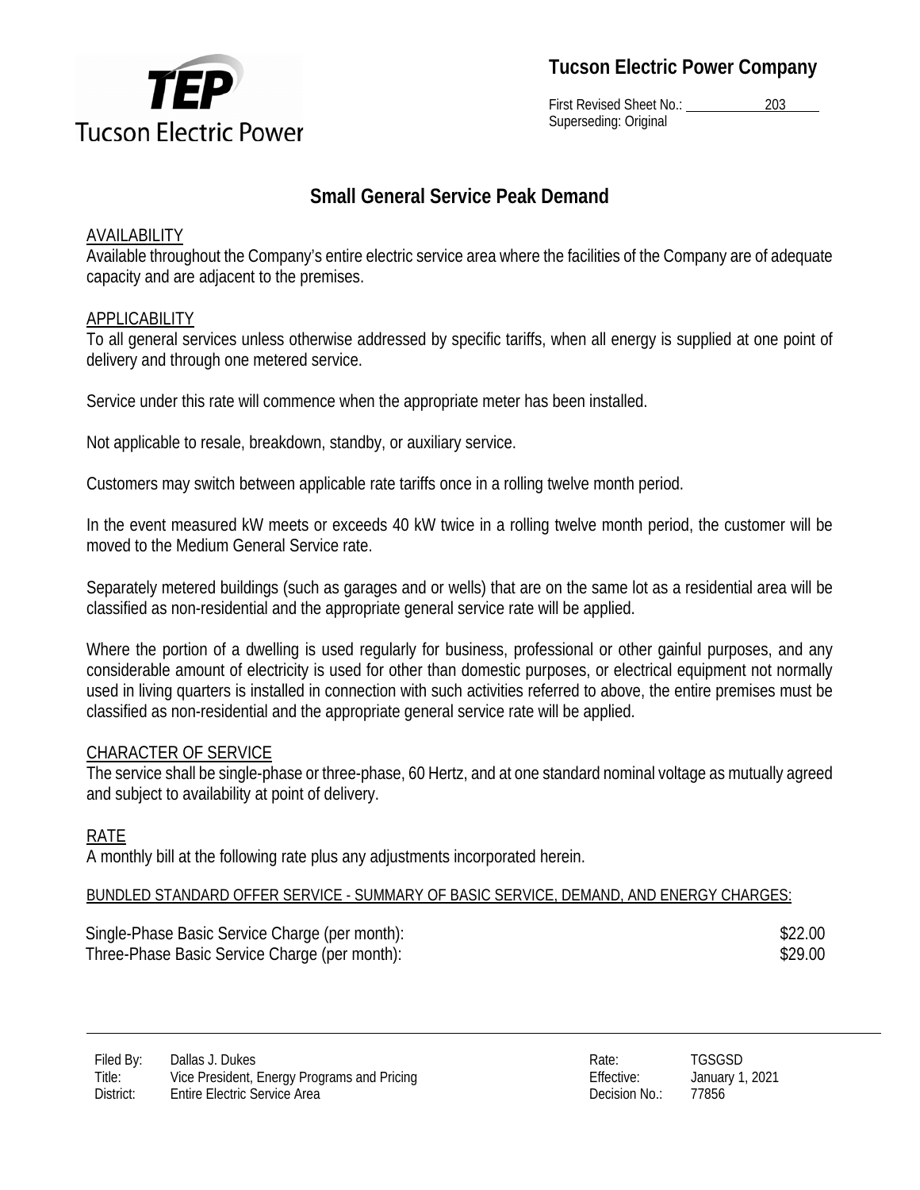**Tucson Electric Power Company**

First Revised Sheet No.: 203
Superseding: Original

# Small General Service Peak Demand

## AVAILABILITY

Available throughout the Company's entire electric service area where the facilities of the Company are of adequate capacity and are adjacent to the premises.

## APPLICABILITY

To all general services unless otherwise addressed by specific tariffs, when all energy is supplied at one point of delivery and through one metered service.

Service under this rate will commence when the appropriate meter has been installed.

Not applicable to resale, breakdown, standby, or auxiliary service.

Customers may switch between applicable rate tariffs once in a rolling twelve month period.

In the event measured kW meets or exceeds 40 kW twice in a rolling twelve month period, the customer will be moved to the Medium General Service rate.

Separately metered buildings (such as garages and or wells) that are on the same lot as a residential area will be classified as non-residential and the appropriate general service rate will be applied.

Where the portion of a dwelling is used regularly for business, professional or other gainful purposes, and any considerable amount of electricity is used for other than domestic purposes, or electrical equipment not normally used in living quarters is installed in connection with such activities referred to above, the entire premises must be classified as non-residential and the appropriate general service rate will be applied.

## CHARACTER OF SERVICE

The service shall be single-phase or three-phase, 60 Hertz, and at one standard nominal voltage as mutually agreed and subject to availability at point of delivery.

## RATE

A monthly bill at the following rate plus any adjustments incorporated herein.

BUNDLED STANDARD OFFER SERVICE - SUMMARY OF BASIC SERVICE, DEMAND, AND ENERGY CHARGES:

| | |
|---|---|
| Single-Phase Basic Service Charge (per month): | $22.00 |
| Three-Phase Basic Service Charge (per month): | $29.00 |

| | | | |
|---|---|---|---|
| Filed By: | Dallas J. Dukes | Rate: | TGSGSD |
| Title: | Vice President, Energy Programs and Pricing | Effective: | January 1, 2021 |
| District: | Entire Electric Service Area | Decision No.: | 77856 |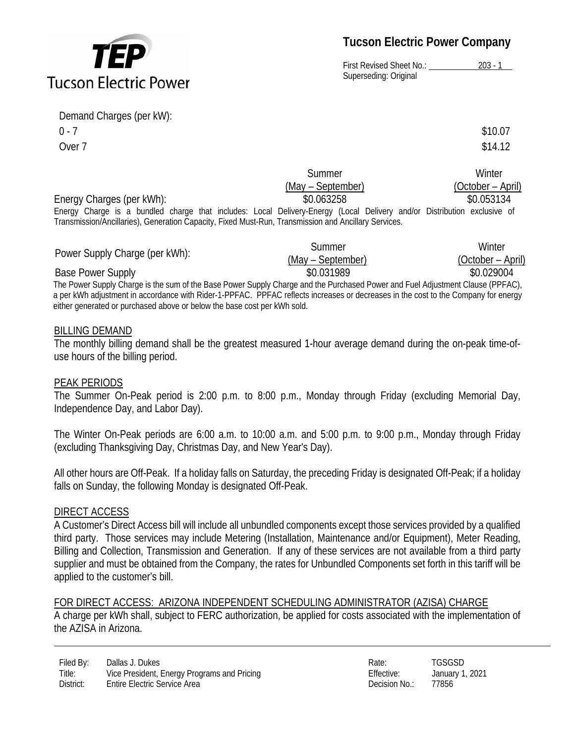Demand Charges (per kW):

| | |
|---|---|
| 0 - 7 | \$10.07 |
| Over 7 | \$14.12 |

| | Summer (May – September) | Winter (October – April) |
|---|---|---|
| Energy Charges (per kWh): | \$0.063258 | \$0.053134 |

Energy Charge is a bundled charge that includes: Local Delivery-Energy (Local Delivery and/or Distribution exclusive of Transmission/Ancillaries), Generation Capacity, Fixed Must-Run, Transmission and Ancillary Services.

| Power Supply Charge (per kWh): | Summer (May – September) | Winter (October – April) |
|---|---|---|
| Base Power Supply | \$0.031989 | \$0.029004 |

The Power Supply Charge is the sum of the Base Power Supply Charge and the Purchased Power and Fuel Adjustment Clause (PPFAC), a per kWh adjustment in accordance with Rider-1-PPFAC. PPFAC reflects increases or decreases in the cost to the Company for energy either generated or purchased above or below the base cost per kWh sold.

## BILLING DEMAND

The monthly billing demand shall be the greatest measured 1-hour average demand during the on-peak time-of-use hours of the billing period.

## PEAK PERIODS

The Summer On-Peak period is 2:00 p.m. to 8:00 p.m., Monday through Friday (excluding Memorial Day, Independence Day, and Labor Day).

The Winter On-Peak periods are 6:00 a.m. to 10:00 a.m. and 5:00 p.m. to 9:00 p.m., Monday through Friday (excluding Thanksgiving Day, Christmas Day, and New Year's Day).

All other hours are Off-Peak. If a holiday falls on Saturday, the preceding Friday is designated Off-Peak; if a holiday falls on Sunday, the following Monday is designated Off-Peak.

## DIRECT ACCESS

A Customer's Direct Access bill will include all unbundled components except those services provided by a qualified third party. Those services may include Metering (Installation, Maintenance and/or Equipment), Meter Reading, Billing and Collection, Transmission and Generation. If any of these services are not available from a third party supplier and must be obtained from the Company, the rates for Unbundled Components set forth in this tariff will be applied to the customer's bill.

## FOR DIRECT ACCESS: ARIZONA INDEPENDENT SCHEDULING ADMINISTRATOR (AZISA) CHARGE

A charge per kWh shall, subject to FERC authorization, be applied for costs associated with the implementation of the AZISA in Arizona.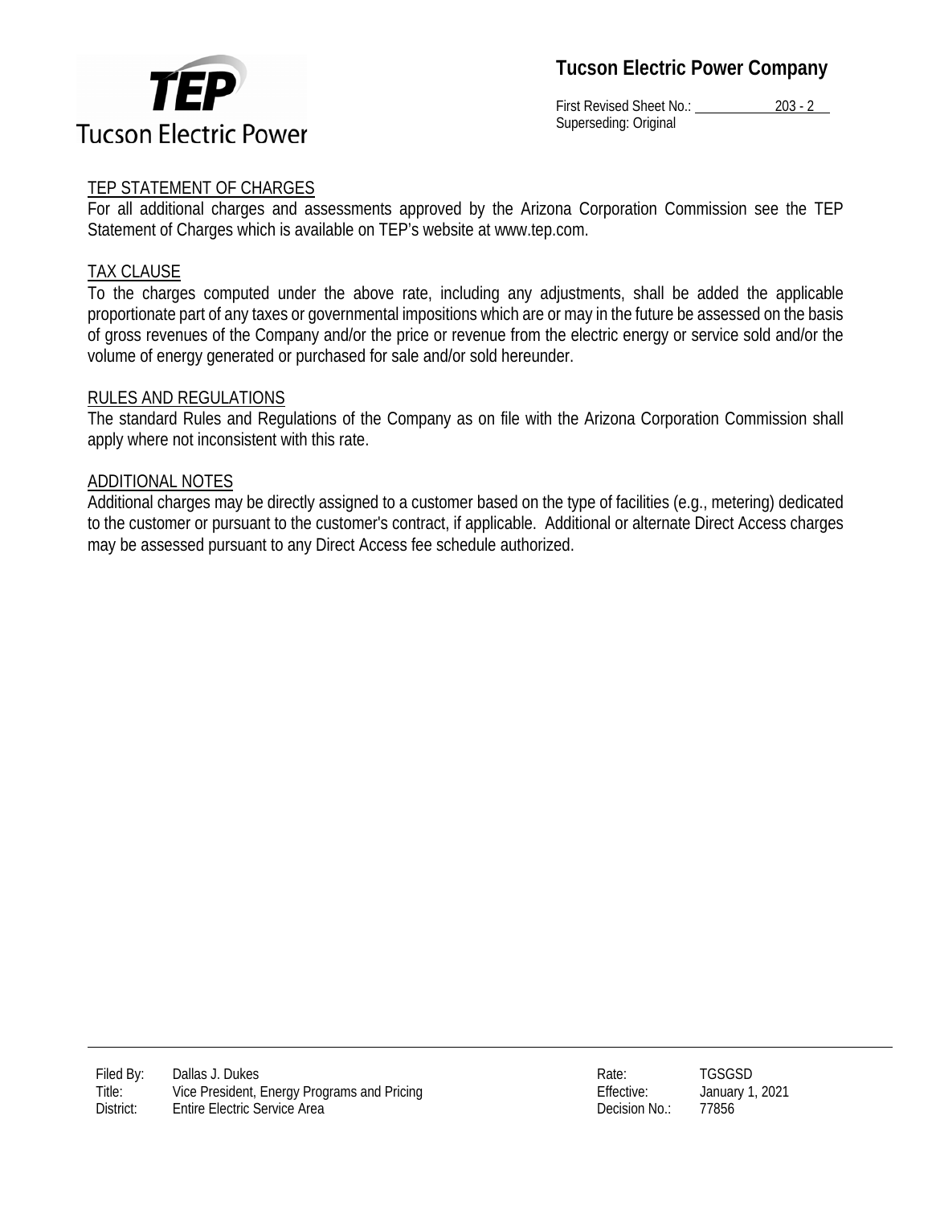## TEP STATEMENT OF CHARGES

For all additional charges and assessments approved by the Arizona Corporation Commission see the TEP Statement of Charges which is available on TEP's website at www.tep.com.

## TAX CLAUSE

To the charges computed under the above rate, including any adjustments, shall be added the applicable proportionate part of any taxes or governmental impositions which are or may in the future be assessed on the basis of gross revenues of the Company and/or the price or revenue from the electric energy or service sold and/or the volume of energy generated or purchased for sale and/or sold hereunder.

## RULES AND REGULATIONS

The standard Rules and Regulations of the Company as on file with the Arizona Corporation Commission shall apply where not inconsistent with this rate.

## ADDITIONAL NOTES

Additional charges may be directly assigned to a customer based on the type of facilities (e.g., metering) dedicated to the customer or pursuant to the customer's contract, if applicable. Additional or alternate Direct Access charges may be assessed pursuant to any Direct Access fee schedule authorized.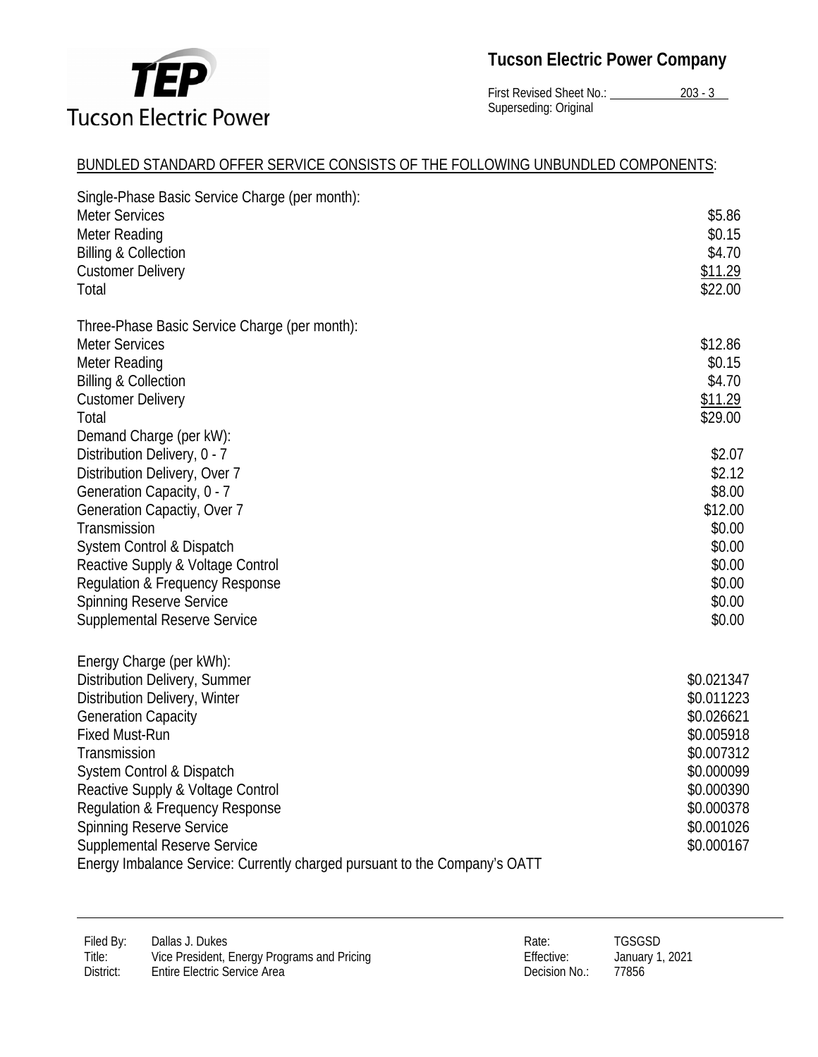**Tucson Electric Power Company**

First Revised Sheet No.: 203 - 3
Superseding: Original

BUNDLED STANDARD OFFER SERVICE CONSISTS OF THE FOLLOWING UNBUNDLED COMPONENTS:

| Single-Phase Basic Service Charge (per month): | |
|---|---|
| Meter Services | $5.86 |
| Meter Reading | $0.15 |
| Billing & Collection | $4.70 |
| Customer Delivery | $11.29 |
| Total | $22.00 |

| Three-Phase Basic Service Charge (per month): | |
|---|---|
| Meter Services | $12.86 |
| Meter Reading | $0.15 |
| Billing & Collection | $4.70 |
| Customer Delivery | $11.29 |
| Total | $29.00 |
| Demand Charge (per kW): | |
| Distribution Delivery, 0 - 7 | $2.07 |
| Distribution Delivery, Over 7 | $2.12 |
| Generation Capacity, 0 - 7 | $8.00 |
| Generation Capactiy, Over 7 | $12.00 |
| Transmission | $0.00 |
| System Control & Dispatch | $0.00 |
| Reactive Supply & Voltage Control | $0.00 |
| Regulation & Frequency Response | $0.00 |
| Spinning Reserve Service | $0.00 |
| Supplemental Reserve Service | $0.00 |

| Energy Charge (per kWh): | |
|---|---|
| Distribution Delivery, Summer | $0.021347 |
| Distribution Delivery, Winter | $0.011223 |
| Generation Capacity | $0.026621 |
| Fixed Must-Run | $0.005918 |
| Transmission | $0.007312 |
| System Control & Dispatch | $0.000099 |
| Reactive Supply & Voltage Control | $0.000390 |
| Regulation & Frequency Response | $0.000378 |
| Spinning Reserve Service | $0.001026 |
| Supplemental Reserve Service | $0.000167 |

Energy Imbalance Service: Currently charged pursuant to the Company's OATT

| | | | |
|---|---|---|---|
| Filed By: | Dallas J. Dukes | Rate: | TGSGSD |
| Title: | Vice President, Energy Programs and Pricing | Effective: | January 1, 2021 |
| District: | Entire Electric Service Area | Decision No.: | 77856 |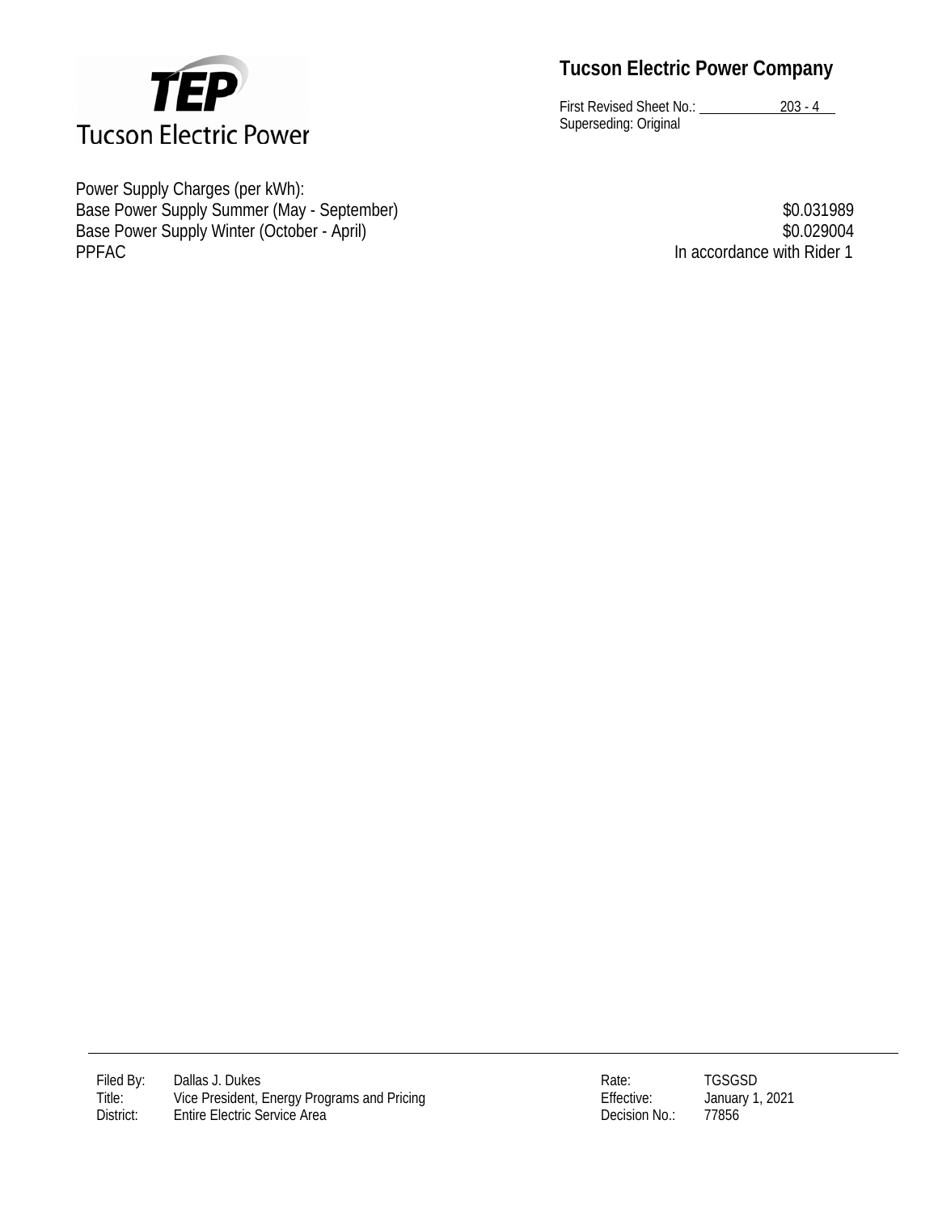Power Supply Charges (per kWh):

| | |
|---|---|
| Base Power Supply Summer (May - September) | $0.031989 |
| Base Power Supply Winter (October - April) | $0.029004 |
| PPFAC | In accordance with Rider 1 |